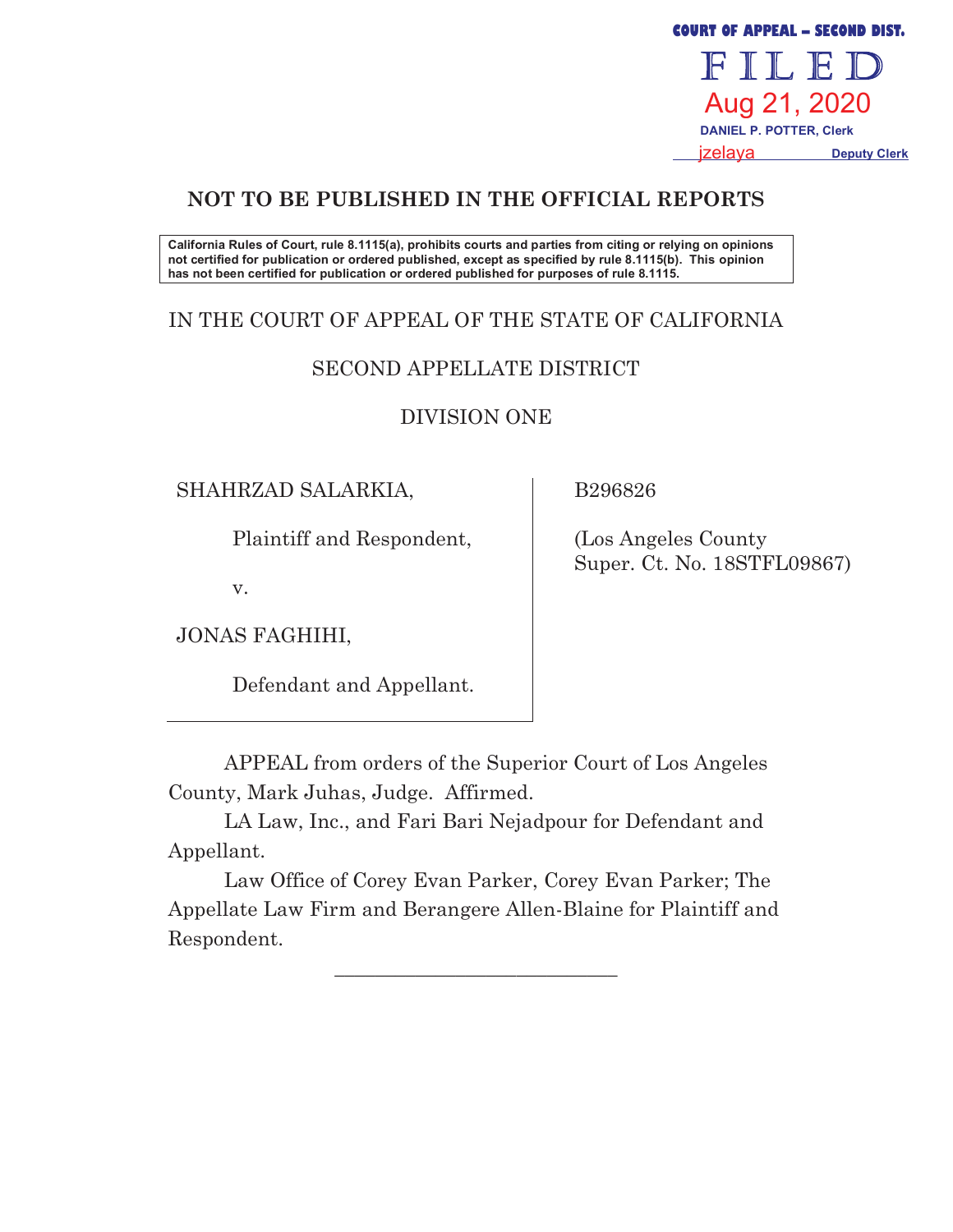COURT OF APPEAL – SECOND DIST.

FILED

Aug 21, 2020

DANIEL P. POTTER, Clerk

jzelaya Deputy Clerk

**NOT TO BE PUBLISHED IN THE OFFICIAL REPORTS**

**California Rules of Court, rule 8.1115(a), prohibits courts and parties from citing or relying on opinions not certified for publication or ordered published, except as specified by rule 8.1115(b). This opinion has not been certified for publication or ordered published for purposes of rule 8.1115.**

IN THE COURT OF APPEAL OF THE STATE OF CALIFORNIA

SECOND APPELLATE DISTRICT

DIVISION ONE

| | |
|---|---|
| SHAHRZAD SALARKIA,<br><br>Plaintiff and Respondent,<br><br>v.<br><br>JONAS FAGHIHI,<br><br>Defendant and Appellant. | B296826<br><br>(Los Angeles County Super. Ct. No. 18STFL09867) |

APPEAL from orders of the Superior Court of Los Angeles County, Mark Juhas, Judge. Affirmed.

LA Law, Inc., and Fari Bari Nejadpour for Defendant and Appellant.

Law Office of Corey Evan Parker, Corey Evan Parker; The Appellate Law Firm and Berangere Allen-Blaine for Plaintiff and Respondent.

______________________________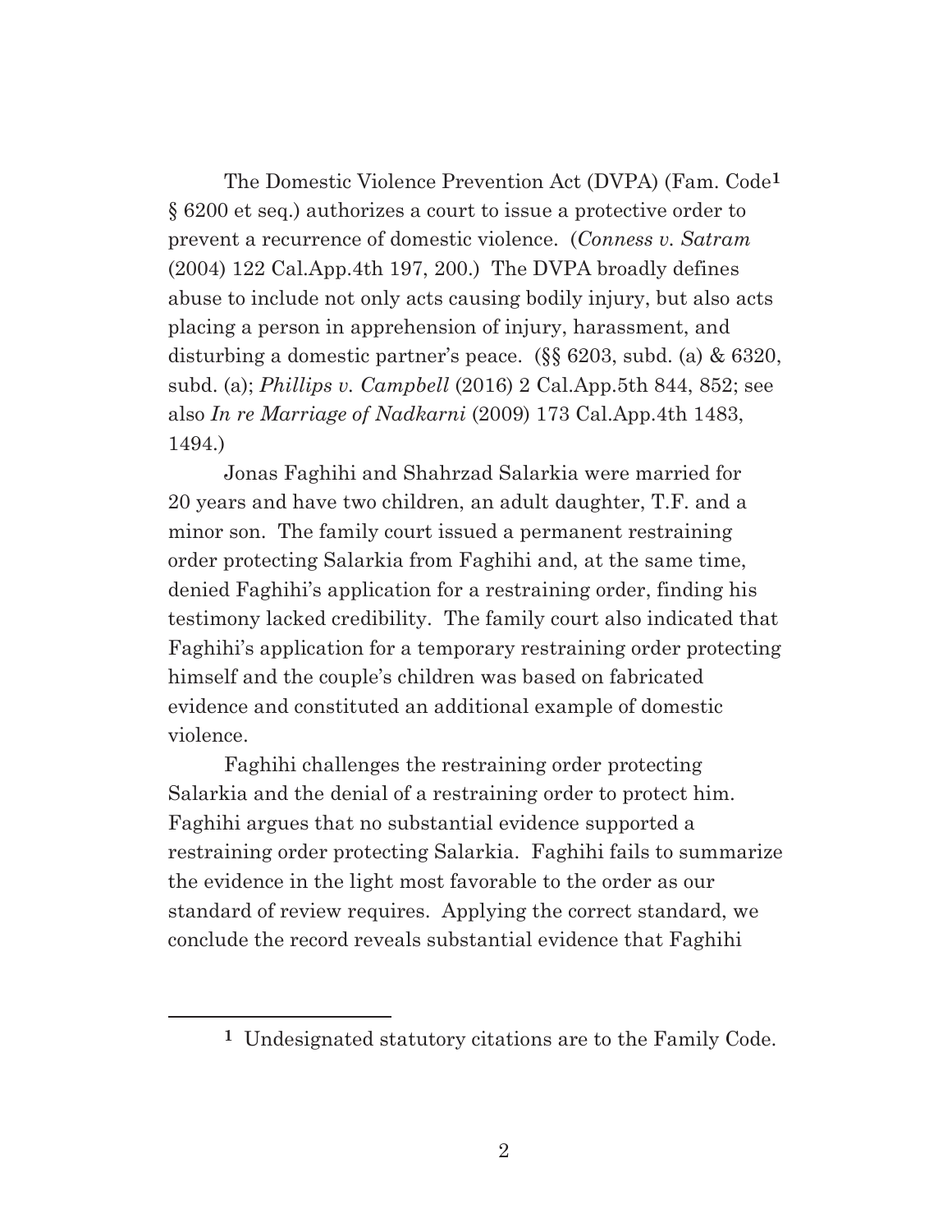The Domestic Violence Prevention Act (DVPA) (Fam. Code[1] § 6200 et seq.) authorizes a court to issue a protective order to prevent a recurrence of domestic violence. (*Conness v. Satram* (2004) 122 Cal.App.4th 197, 200.) The DVPA broadly defines abuse to include not only acts causing bodily injury, but also acts placing a person in apprehension of injury, harassment, and disturbing a domestic partner's peace. (§§ 6203, subd. (a) & 6320, subd. (a); *Phillips v. Campbell* (2016) 2 Cal.App.5th 844, 852; see also *In re Marriage of Nadkarni* (2009) 173 Cal.App.4th 1483, 1494.)

Jonas Faghihi and Shahrzad Salarkia were married for 20 years and have two children, an adult daughter, T.F. and a minor son. The family court issued a permanent restraining order protecting Salarkia from Faghihi and, at the same time, denied Faghihi's application for a restraining order, finding his testimony lacked credibility. The family court also indicated that Faghihi's application for a temporary restraining order protecting himself and the couple's children was based on fabricated evidence and constituted an additional example of domestic violence.

Faghihi challenges the restraining order protecting Salarkia and the denial of a restraining order to protect him. Faghihi argues that no substantial evidence supported a restraining order protecting Salarkia. Faghihi fails to summarize the evidence in the light most favorable to the order as our standard of review requires. Applying the correct standard, we conclude the record reveals substantial evidence that Faghihi

[1] Undesignated statutory citations are to the Family Code.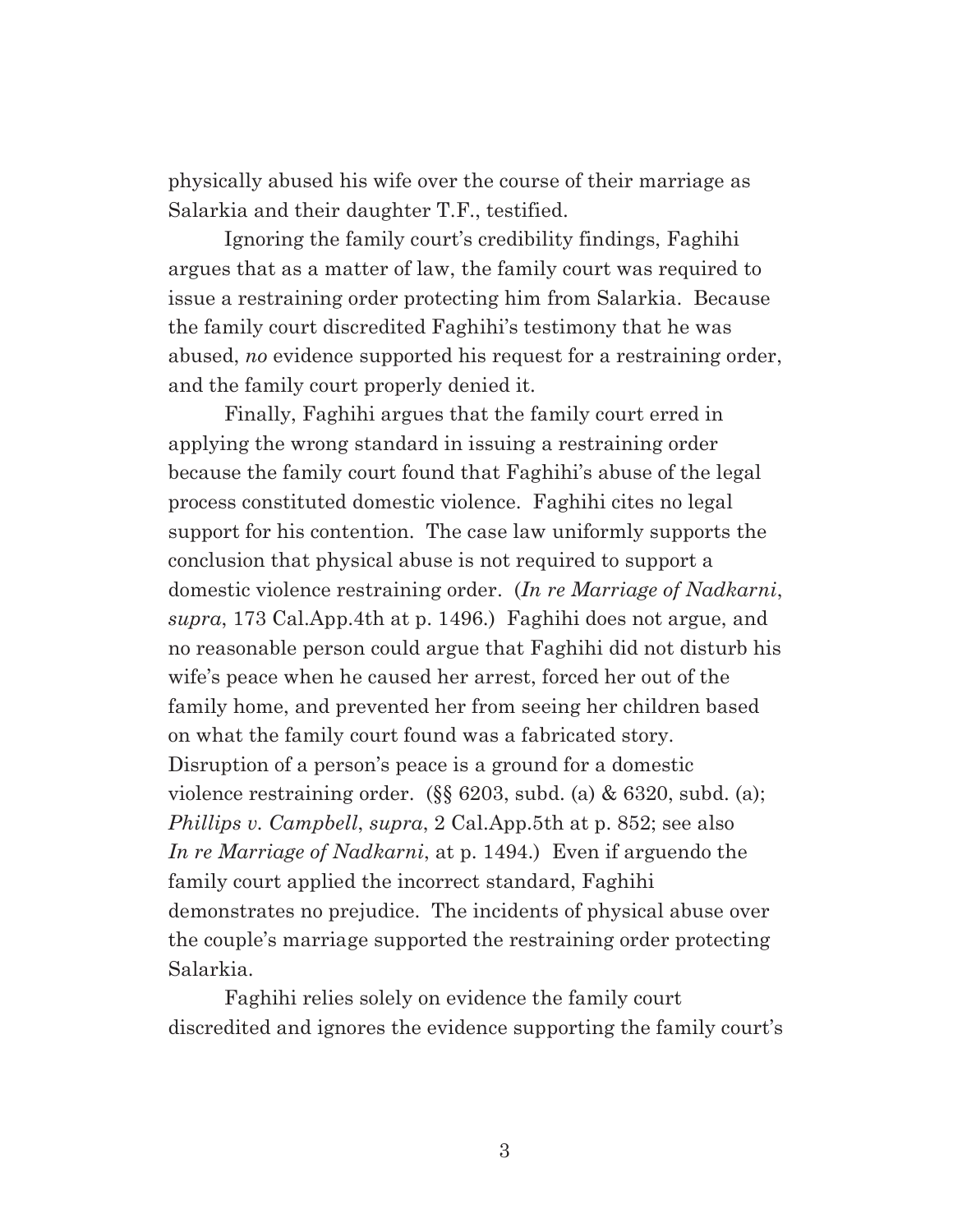physically abused his wife over the course of their marriage as Salarkia and their daughter T.F., testified.

Ignoring the family court's credibility findings, Faghihi argues that as a matter of law, the family court was required to issue a restraining order protecting him from Salarkia. Because the family court discredited Faghihi's testimony that he was abused, *no* evidence supported his request for a restraining order, and the family court properly denied it.

Finally, Faghihi argues that the family court erred in applying the wrong standard in issuing a restraining order because the family court found that Faghihi's abuse of the legal process constituted domestic violence. Faghihi cites no legal support for his contention. The case law uniformly supports the conclusion that physical abuse is not required to support a domestic violence restraining order. (*In re Marriage of Nadkarni*, *supra*, 173 Cal.App.4th at p. 1496.) Faghihi does not argue, and no reasonable person could argue that Faghihi did not disturb his wife's peace when he caused her arrest, forced her out of the family home, and prevented her from seeing her children based on what the family court found was a fabricated story. Disruption of a person's peace is a ground for a domestic violence restraining order. (§§ 6203, subd. (a) & 6320, subd. (a); *Phillips v. Campbell*, *supra*, 2 Cal.App.5th at p. 852; see also *In re Marriage of Nadkarni*, at p. 1494.) Even if arguendo the family court applied the incorrect standard, Faghihi demonstrates no prejudice. The incidents of physical abuse over the couple's marriage supported the restraining order protecting Salarkia.

Faghihi relies solely on evidence the family court discredited and ignores the evidence supporting the family court's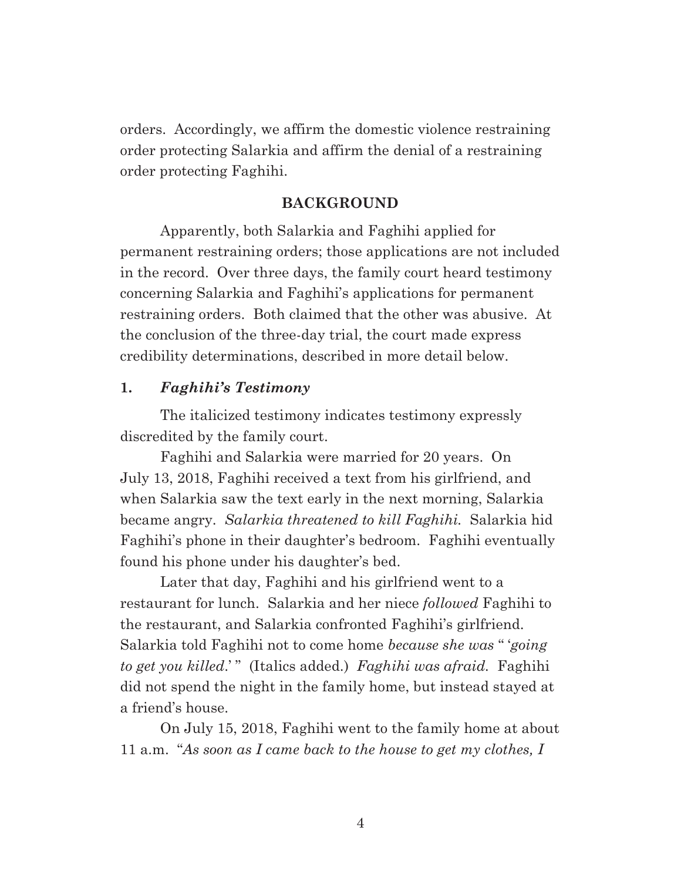orders. Accordingly, we affirm the domestic violence restraining order protecting Salarkia and affirm the denial of a restraining order protecting Faghihi.

## BACKGROUND

Apparently, both Salarkia and Faghihi applied for permanent restraining orders; those applications are not included in the record. Over three days, the family court heard testimony concerning Salarkia and Faghihi's applications for permanent restraining orders. Both claimed that the other was abusive. At the conclusion of the three-day trial, the court made express credibility determinations, described in more detail below.

### 1. *Faghihi's Testimony*

The italicized testimony indicates testimony expressly discredited by the family court.

Faghihi and Salarkia were married for 20 years. On July 13, 2018, Faghihi received a text from his girlfriend, and when Salarkia saw the text early in the next morning, Salarkia became angry. *Salarkia threatened to kill Faghihi.* Salarkia hid Faghihi's phone in their daughter's bedroom. Faghihi eventually found his phone under his daughter's bed.

Later that day, Faghihi and his girlfriend went to a restaurant for lunch. Salarkia and her niece *followed* Faghihi to the restaurant, and Salarkia confronted Faghihi's girlfriend. Salarkia told Faghihi not to come home *because she was* " '*going to get you killed*.' " (Italics added.) *Faghihi was afraid.* Faghihi did not spend the night in the family home, but instead stayed at a friend's house.

On July 15, 2018, Faghihi went to the family home at about 11 a.m. "*As soon as I came back to the house to get my clothes, I*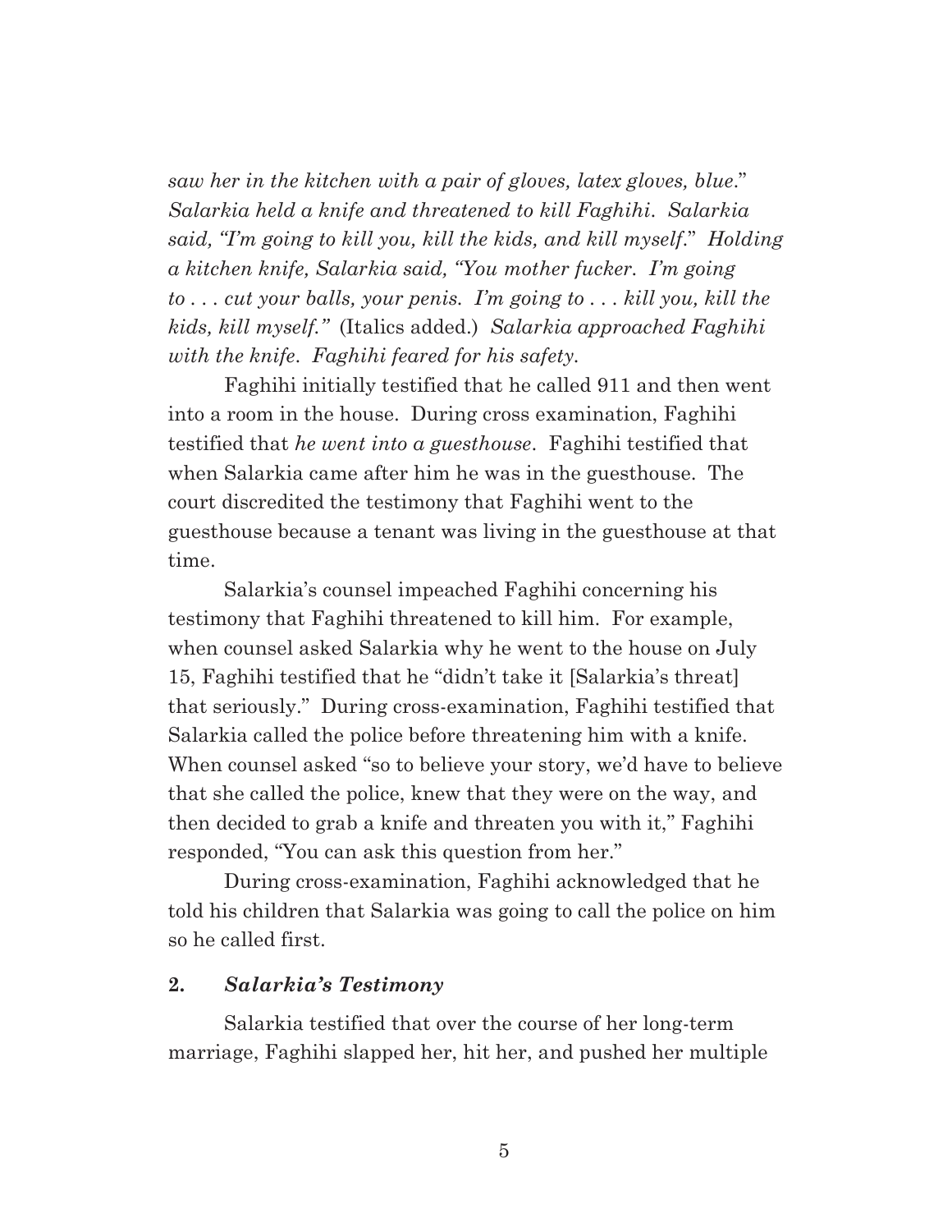*saw her in the kitchen with a pair of gloves, latex gloves, blue*." *Salarkia held a knife and threatened to kill Faghihi. Salarkia said, "I'm going to kill you, kill the kids, and kill myself*." *Holding a kitchen knife, Salarkia said, "You mother fucker. I'm going to . . . cut your balls, your penis. I'm going to . . . kill you, kill the kids, kill myself."* (Italics added.) *Salarkia approached Faghihi with the knife. Faghihi feared for his safety.*

Faghihi initially testified that he called 911 and then went into a room in the house. During cross examination, Faghihi testified that *he went into a guesthouse*. Faghihi testified that when Salarkia came after him he was in the guesthouse. The court discredited the testimony that Faghihi went to the guesthouse because a tenant was living in the guesthouse at that time.

Salarkia's counsel impeached Faghihi concerning his testimony that Faghihi threatened to kill him. For example, when counsel asked Salarkia why he went to the house on July 15, Faghihi testified that he "didn't take it [Salarkia's threat] that seriously." During cross-examination, Faghihi testified that Salarkia called the police before threatening him with a knife. When counsel asked "so to believe your story, we'd have to believe that she called the police, knew that they were on the way, and then decided to grab a knife and threaten you with it," Faghihi responded, "You can ask this question from her."

During cross-examination, Faghihi acknowledged that he told his children that Salarkia was going to call the police on him so he called first.

### 2. *Salarkia's Testimony*

Salarkia testified that over the course of her long-term marriage, Faghihi slapped her, hit her, and pushed her multiple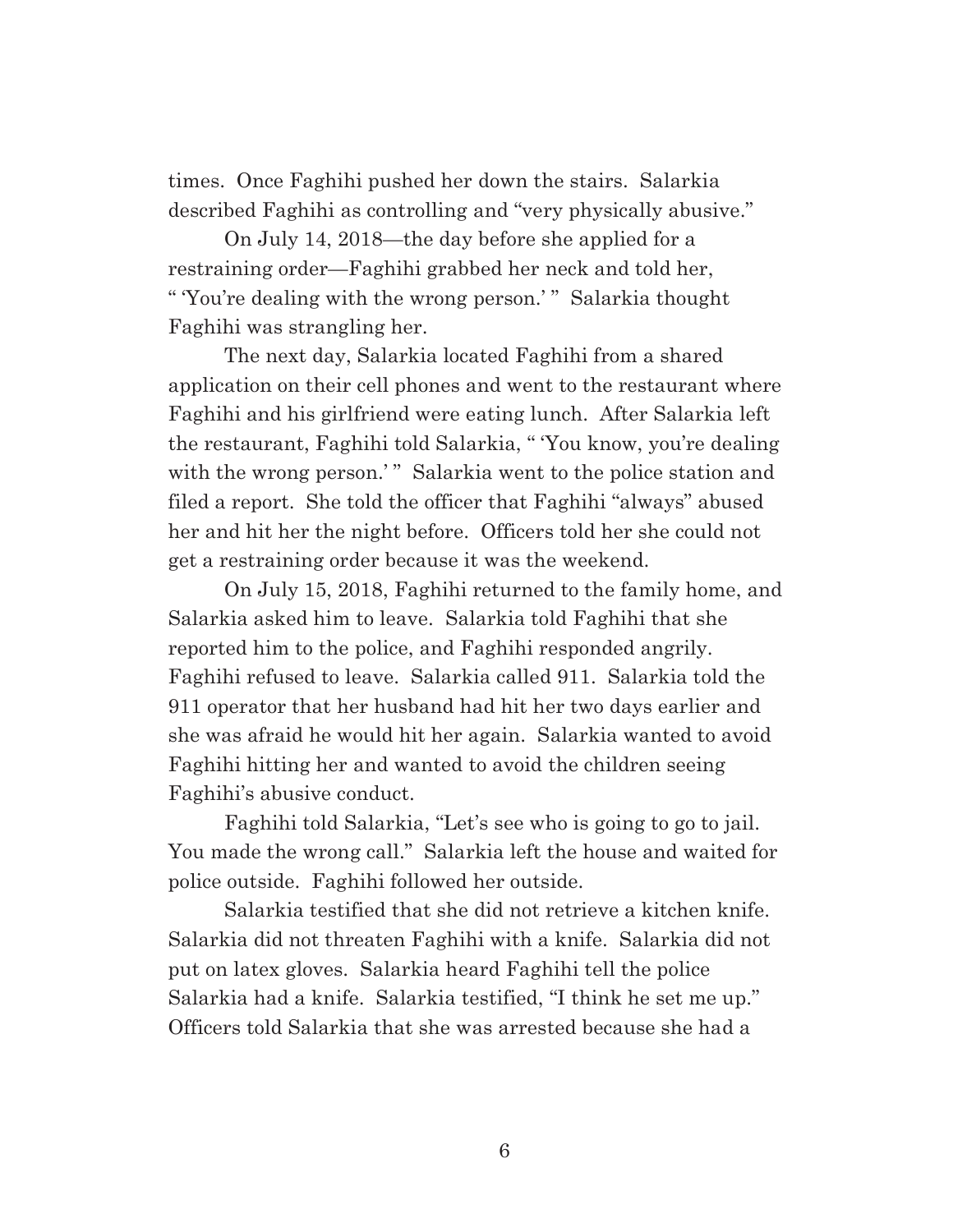times. Once Faghihi pushed her down the stairs. Salarkia described Faghihi as controlling and "very physically abusive."

On July 14, 2018—the day before she applied for a restraining order—Faghihi grabbed her neck and told her, " 'You're dealing with the wrong person.' " Salarkia thought Faghihi was strangling her.

The next day, Salarkia located Faghihi from a shared application on their cell phones and went to the restaurant where Faghihi and his girlfriend were eating lunch. After Salarkia left the restaurant, Faghihi told Salarkia, " 'You know, you're dealing with the wrong person.' " Salarkia went to the police station and filed a report. She told the officer that Faghihi "always" abused her and hit her the night before. Officers told her she could not get a restraining order because it was the weekend.

On July 15, 2018, Faghihi returned to the family home, and Salarkia asked him to leave. Salarkia told Faghihi that she reported him to the police, and Faghihi responded angrily. Faghihi refused to leave. Salarkia called 911. Salarkia told the 911 operator that her husband had hit her two days earlier and she was afraid he would hit her again. Salarkia wanted to avoid Faghihi hitting her and wanted to avoid the children seeing Faghihi's abusive conduct.

Faghihi told Salarkia, "Let's see who is going to go to jail. You made the wrong call." Salarkia left the house and waited for police outside. Faghihi followed her outside.

Salarkia testified that she did not retrieve a kitchen knife. Salarkia did not threaten Faghihi with a knife. Salarkia did not put on latex gloves. Salarkia heard Faghihi tell the police Salarkia had a knife. Salarkia testified, "I think he set me up." Officers told Salarkia that she was arrested because she had a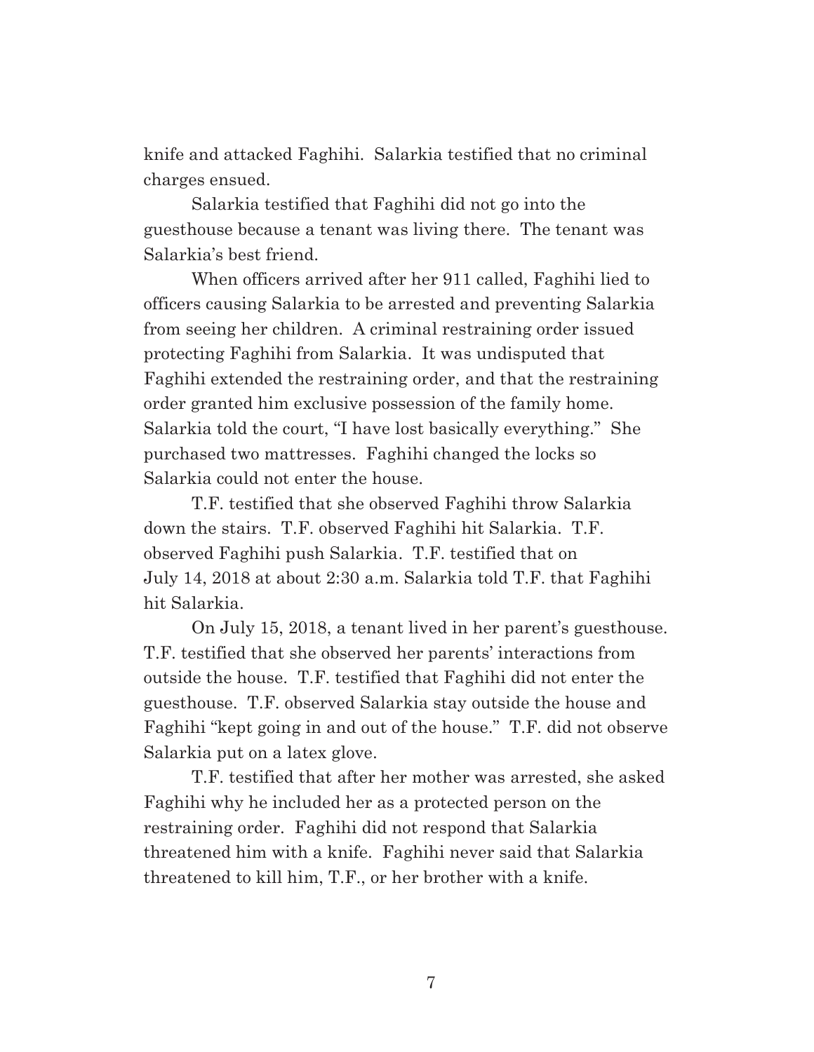knife and attacked Faghihi. Salarkia testified that no criminal charges ensued.

Salarkia testified that Faghihi did not go into the guesthouse because a tenant was living there. The tenant was Salarkia's best friend.

When officers arrived after her 911 called, Faghihi lied to officers causing Salarkia to be arrested and preventing Salarkia from seeing her children. A criminal restraining order issued protecting Faghihi from Salarkia. It was undisputed that Faghihi extended the restraining order, and that the restraining order granted him exclusive possession of the family home. Salarkia told the court, "I have lost basically everything." She purchased two mattresses. Faghihi changed the locks so Salarkia could not enter the house.

T.F. testified that she observed Faghihi throw Salarkia down the stairs. T.F. observed Faghihi hit Salarkia. T.F. observed Faghihi push Salarkia. T.F. testified that on July 14, 2018 at about 2:30 a.m. Salarkia told T.F. that Faghihi hit Salarkia.

On July 15, 2018, a tenant lived in her parent's guesthouse. T.F. testified that she observed her parents' interactions from outside the house. T.F. testified that Faghihi did not enter the guesthouse. T.F. observed Salarkia stay outside the house and Faghihi "kept going in and out of the house." T.F. did not observe Salarkia put on a latex glove.

T.F. testified that after her mother was arrested, she asked Faghihi why he included her as a protected person on the restraining order. Faghihi did not respond that Salarkia threatened him with a knife. Faghihi never said that Salarkia threatened to kill him, T.F., or her brother with a knife.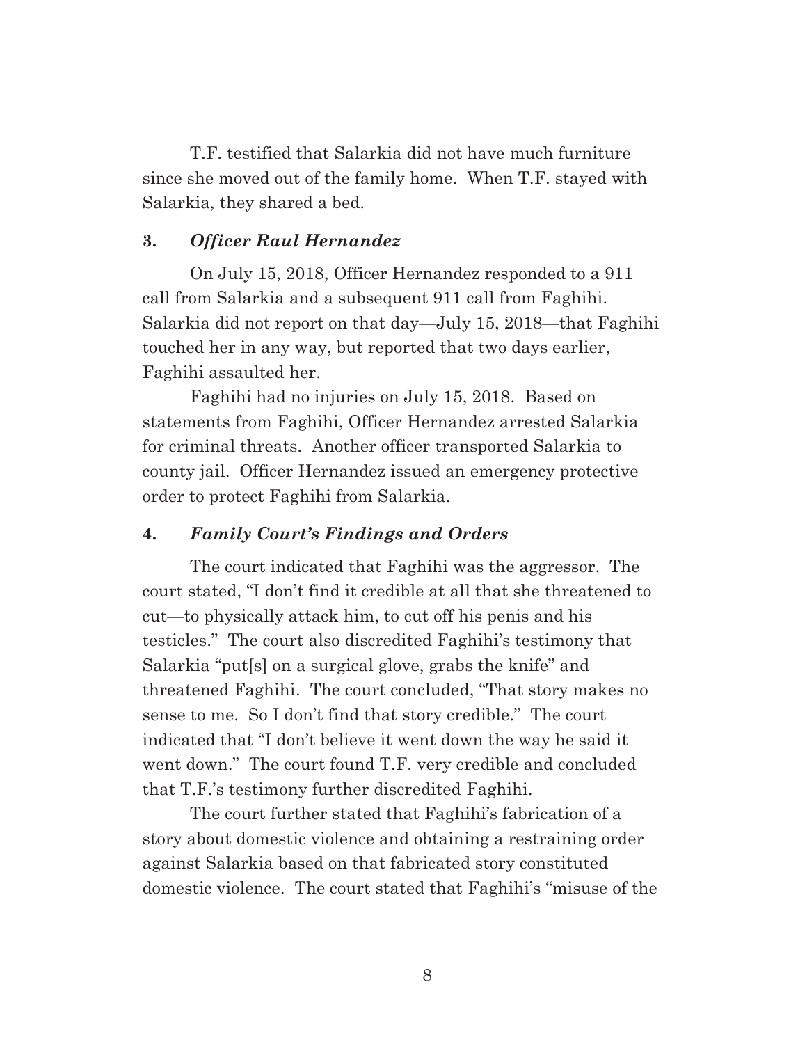T.F. testified that Salarkia did not have much furniture since she moved out of the family home. When T.F. stayed with Salarkia, they shared a bed.

### 3. *Officer Raul Hernandez*

On July 15, 2018, Officer Hernandez responded to a 911 call from Salarkia and a subsequent 911 call from Faghihi. Salarkia did not report on that day—July 15, 2018—that Faghihi touched her in any way, but reported that two days earlier, Faghihi assaulted her.

Faghihi had no injuries on July 15, 2018. Based on statements from Faghihi, Officer Hernandez arrested Salarkia for criminal threats. Another officer transported Salarkia to county jail. Officer Hernandez issued an emergency protective order to protect Faghihi from Salarkia.

### 4. *Family Court's Findings and Orders*

The court indicated that Faghihi was the aggressor. The court stated, "I don't find it credible at all that she threatened to cut—to physically attack him, to cut off his penis and his testicles." The court also discredited Faghihi's testimony that Salarkia "put[s] on a surgical glove, grabs the knife" and threatened Faghihi. The court concluded, "That story makes no sense to me. So I don't find that story credible." The court indicated that "I don't believe it went down the way he said it went down." The court found T.F. very credible and concluded that T.F.'s testimony further discredited Faghihi.

The court further stated that Faghihi's fabrication of a story about domestic violence and obtaining a restraining order against Salarkia based on that fabricated story constituted domestic violence. The court stated that Faghihi's "misuse of the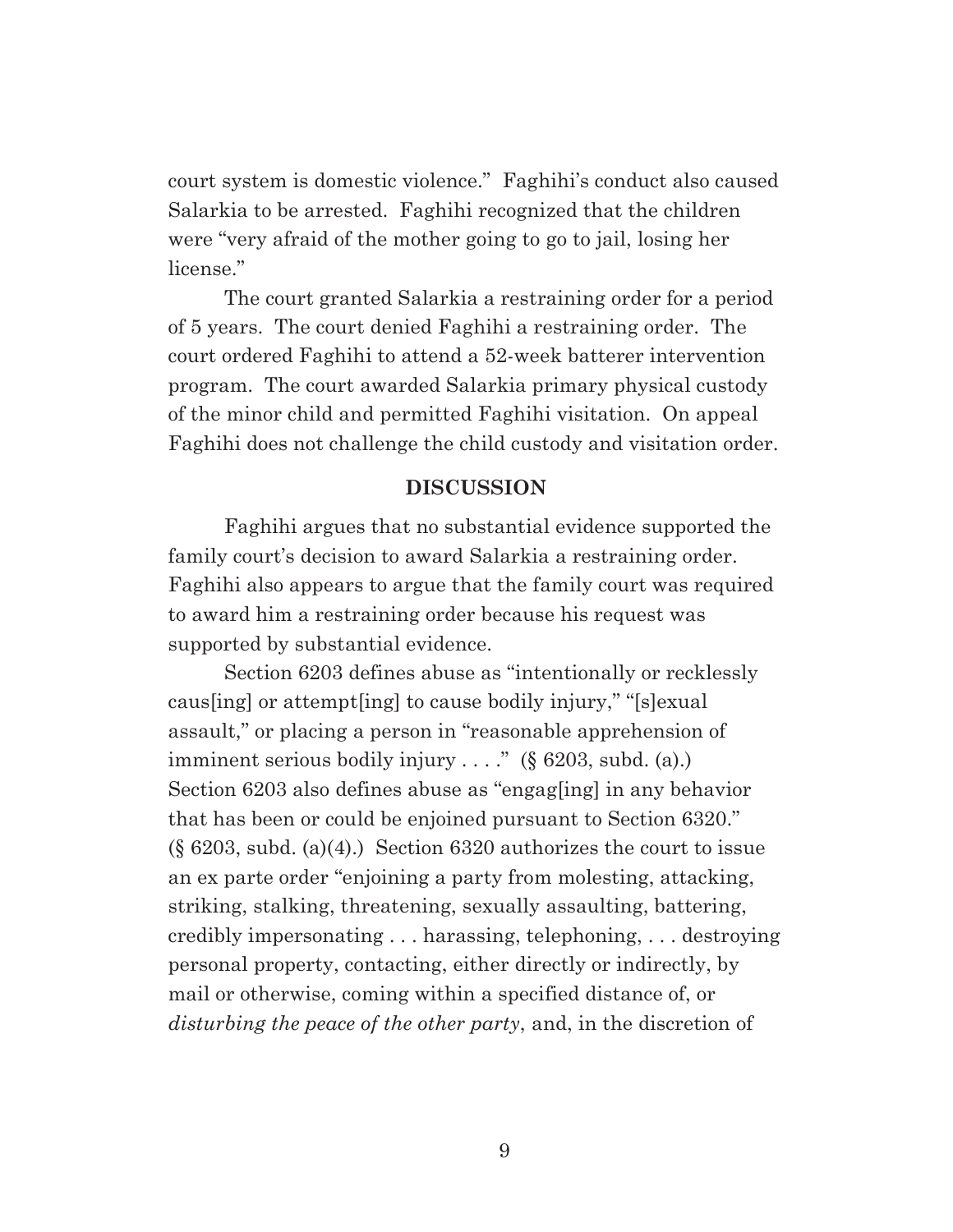court system is domestic violence." Faghihi's conduct also caused Salarkia to be arrested. Faghihi recognized that the children were "very afraid of the mother going to go to jail, losing her license."

The court granted Salarkia a restraining order for a period of 5 years. The court denied Faghihi a restraining order. The court ordered Faghihi to attend a 52-week batterer intervention program. The court awarded Salarkia primary physical custody of the minor child and permitted Faghihi visitation. On appeal Faghihi does not challenge the child custody and visitation order.

## DISCUSSION

Faghihi argues that no substantial evidence supported the family court's decision to award Salarkia a restraining order. Faghihi also appears to argue that the family court was required to award him a restraining order because his request was supported by substantial evidence.

Section 6203 defines abuse as "intentionally or recklessly caus[ing] or attempt[ing] to cause bodily injury," "[s]exual assault," or placing a person in "reasonable apprehension of imminent serious bodily injury . . . ." (§ 6203, subd. (a).) Section 6203 also defines abuse as "engag[ing] in any behavior that has been or could be enjoined pursuant to Section 6320." (§ 6203, subd. (a)(4).) Section 6320 authorizes the court to issue an ex parte order "enjoining a party from molesting, attacking, striking, stalking, threatening, sexually assaulting, battering, credibly impersonating . . . harassing, telephoning, . . . destroying personal property, contacting, either directly or indirectly, by mail or otherwise, coming within a specified distance of, or *disturbing the peace of the other party*, and, in the discretion of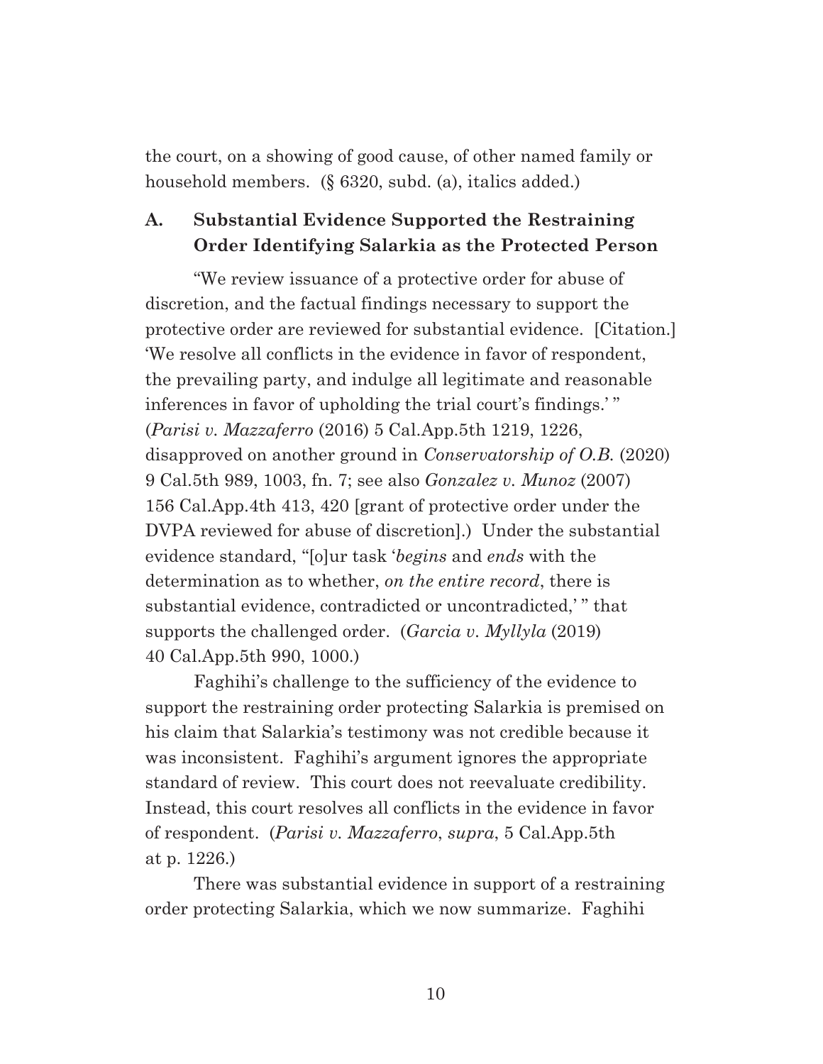the court, on a showing of good cause, of other named family or household members. (§ 6320, subd. (a), italics added.)

### A. Substantial Evidence Supported the Restraining Order Identifying Salarkia as the Protected Person

"We review issuance of a protective order for abuse of discretion, and the factual findings necessary to support the protective order are reviewed for substantial evidence. [Citation.] 'We resolve all conflicts in the evidence in favor of respondent, the prevailing party, and indulge all legitimate and reasonable inferences in favor of upholding the trial court's findings.' " (*Parisi v. Mazzaferro* (2016) 5 Cal.App.5th 1219, 1226, disapproved on another ground in *Conservatorship of O.B.* (2020) 9 Cal.5th 989, 1003, fn. 7; see also *Gonzalez v. Munoz* (2007) 156 Cal.App.4th 413, 420 [grant of protective order under the DVPA reviewed for abuse of discretion].) Under the substantial evidence standard, "[o]ur task '*begins* and *ends* with the determination as to whether, *on the entire record*, there is substantial evidence, contradicted or uncontradicted,' " that supports the challenged order. (*Garcia v. Myllyla* (2019) 40 Cal.App.5th 990, 1000.)

Faghihi's challenge to the sufficiency of the evidence to support the restraining order protecting Salarkia is premised on his claim that Salarkia's testimony was not credible because it was inconsistent. Faghihi's argument ignores the appropriate standard of review. This court does not reevaluate credibility. Instead, this court resolves all conflicts in the evidence in favor of respondent. (*Parisi v. Mazzaferro*, *supra*, 5 Cal.App.5th at p. 1226.)

There was substantial evidence in support of a restraining order protecting Salarkia, which we now summarize. Faghihi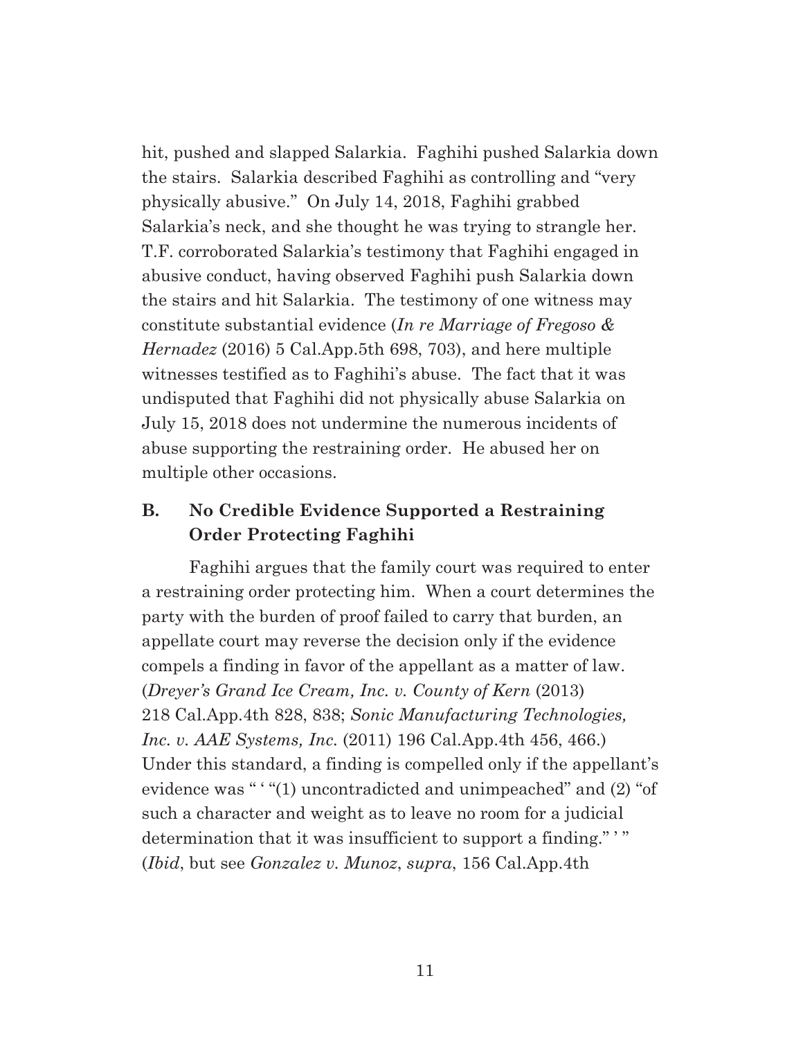hit, pushed and slapped Salarkia. Faghihi pushed Salarkia down the stairs. Salarkia described Faghihi as controlling and "very physically abusive." On July 14, 2018, Faghihi grabbed Salarkia's neck, and she thought he was trying to strangle her. T.F. corroborated Salarkia's testimony that Faghihi engaged in abusive conduct, having observed Faghihi push Salarkia down the stairs and hit Salarkia. The testimony of one witness may constitute substantial evidence (*In re Marriage of Fregoso & Hernadez* (2016) 5 Cal.App.5th 698, 703), and here multiple witnesses testified as to Faghihi's abuse. The fact that it was undisputed that Faghihi did not physically abuse Salarkia on July 15, 2018 does not undermine the numerous incidents of abuse supporting the restraining order. He abused her on multiple other occasions.

### B. No Credible Evidence Supported a Restraining Order Protecting Faghihi

Faghihi argues that the family court was required to enter a restraining order protecting him. When a court determines the party with the burden of proof failed to carry that burden, an appellate court may reverse the decision only if the evidence compels a finding in favor of the appellant as a matter of law. (*Dreyer's Grand Ice Cream, Inc. v. County of Kern* (2013) 218 Cal.App.4th 828, 838; *Sonic Manufacturing Technologies, Inc. v. AAE Systems, Inc.* (2011) 196 Cal.App.4th 456, 466.) Under this standard, a finding is compelled only if the appellant's evidence was " ' "(1) uncontradicted and unimpeached" and (2) "of such a character and weight as to leave no room for a judicial determination that it was insufficient to support a finding." ' " (*Ibid*, but see *Gonzalez v. Munoz*, *supra*, 156 Cal.App.4th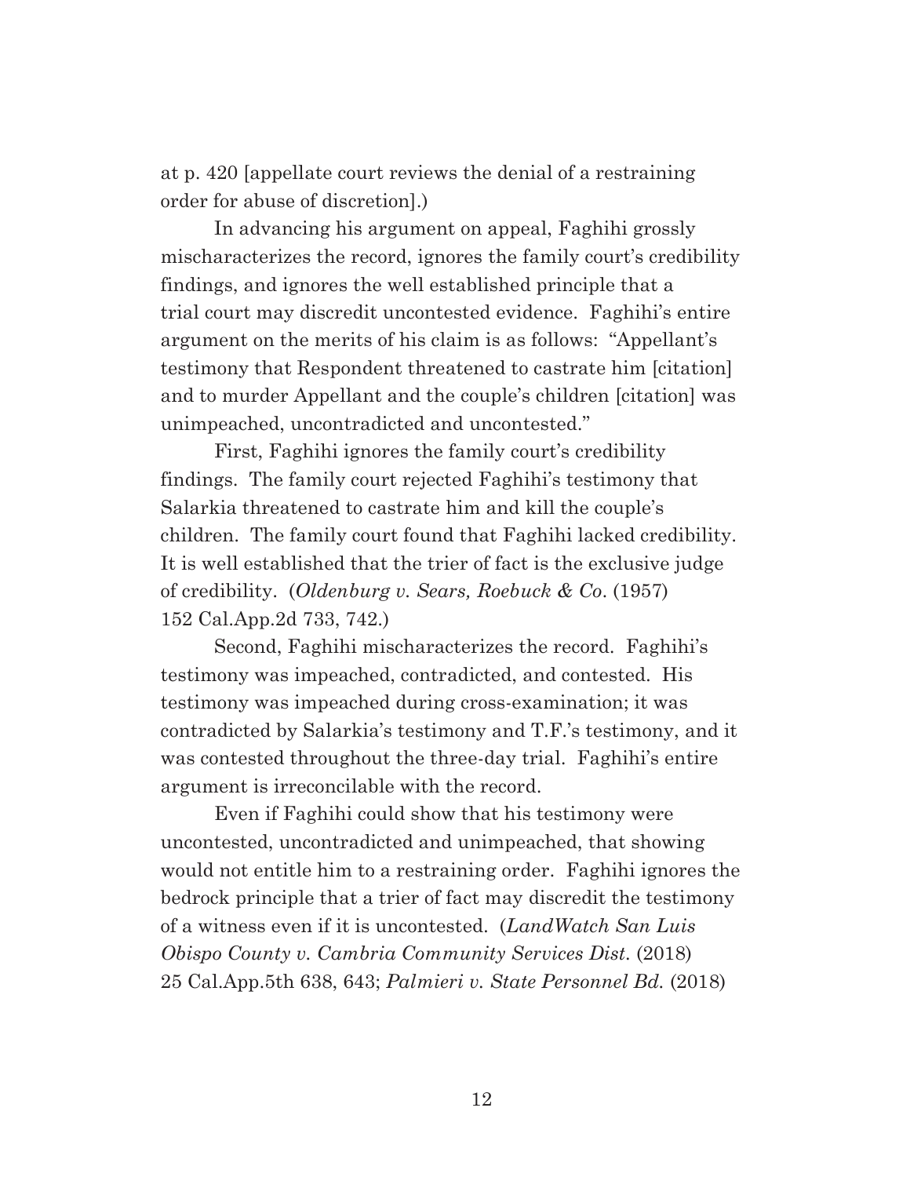at p. 420 [appellate court reviews the denial of a restraining order for abuse of discretion].)

In advancing his argument on appeal, Faghihi grossly mischaracterizes the record, ignores the family court's credibility findings, and ignores the well established principle that a trial court may discredit uncontested evidence. Faghihi's entire argument on the merits of his claim is as follows: "Appellant's testimony that Respondent threatened to castrate him [citation] and to murder Appellant and the couple's children [citation] was unimpeached, uncontradicted and uncontested."

First, Faghihi ignores the family court's credibility findings. The family court rejected Faghihi's testimony that Salarkia threatened to castrate him and kill the couple's children. The family court found that Faghihi lacked credibility. It is well established that the trier of fact is the exclusive judge of credibility. (*Oldenburg v. Sears, Roebuck & Co.* (1957) 152 Cal.App.2d 733, 742.)

Second, Faghihi mischaracterizes the record. Faghihi's testimony was impeached, contradicted, and contested. His testimony was impeached during cross-examination; it was contradicted by Salarkia's testimony and T.F.'s testimony, and it was contested throughout the three-day trial. Faghihi's entire argument is irreconcilable with the record.

Even if Faghihi could show that his testimony were uncontested, uncontradicted and unimpeached, that showing would not entitle him to a restraining order. Faghihi ignores the bedrock principle that a trier of fact may discredit the testimony of a witness even if it is uncontested. (*LandWatch San Luis Obispo County v. Cambria Community Services Dist.* (2018) 25 Cal.App.5th 638, 643; *Palmieri v. State Personnel Bd.* (2018)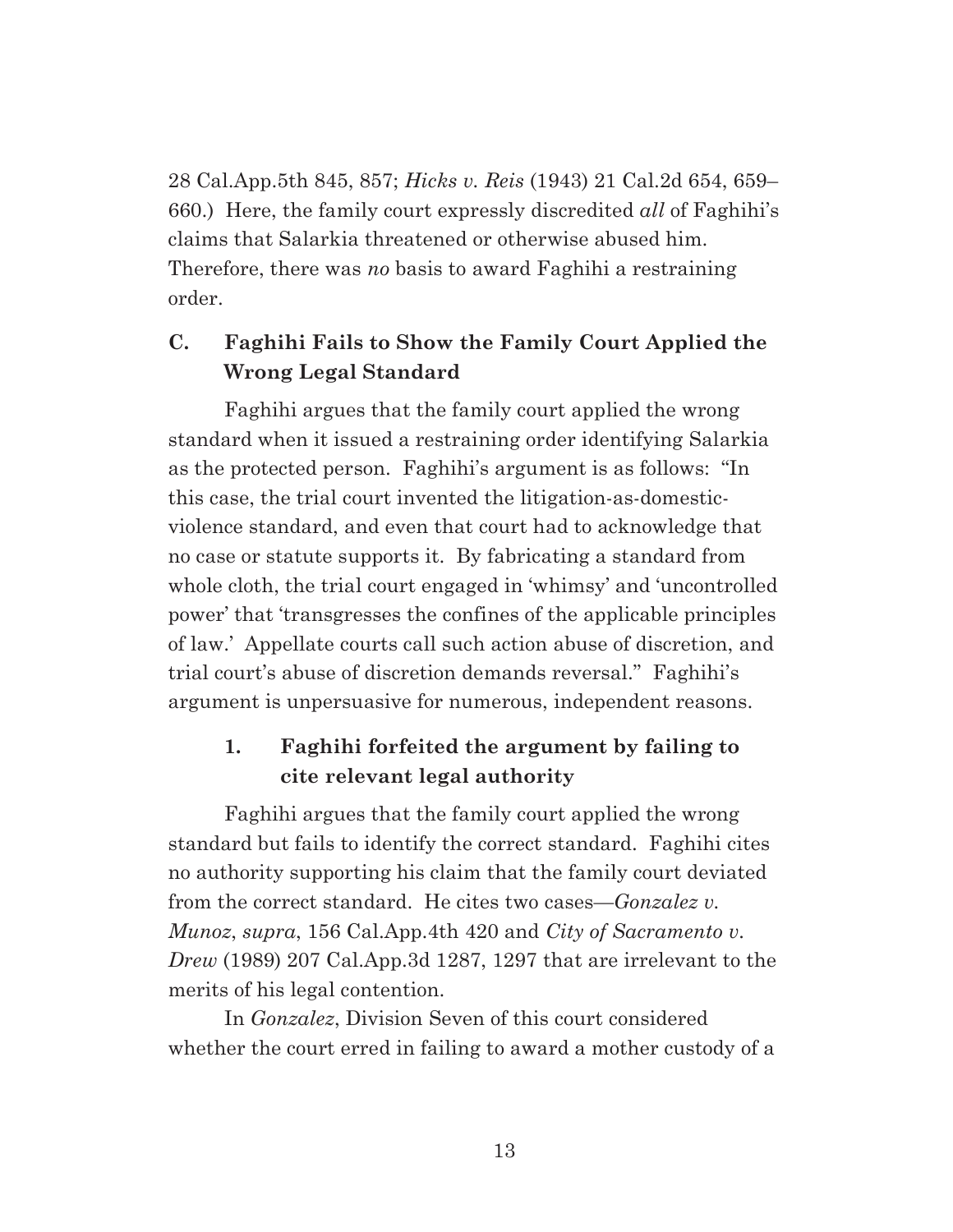28 Cal.App.5th 845, 857; *Hicks v. Reis* (1943) 21 Cal.2d 654, 659–660.) Here, the family court expressly discredited *all* of Faghihi's claims that Salarkia threatened or otherwise abused him. Therefore, there was *no* basis to award Faghihi a restraining order.

### C. Faghihi Fails to Show the Family Court Applied the Wrong Legal Standard

Faghihi argues that the family court applied the wrong standard when it issued a restraining order identifying Salarkia as the protected person. Faghihi's argument is as follows: "In this case, the trial court invented the litigation-as-domestic-violence standard, and even that court had to acknowledge that no case or statute supports it. By fabricating a standard from whole cloth, the trial court engaged in 'whimsy' and 'uncontrolled power' that 'transgresses the confines of the applicable principles of law.' Appellate courts call such action abuse of discretion, and trial court's abuse of discretion demands reversal." Faghihi's argument is unpersuasive for numerous, independent reasons.

#### 1. Faghihi forfeited the argument by failing to cite relevant legal authority

Faghihi argues that the family court applied the wrong standard but fails to identify the correct standard. Faghihi cites no authority supporting his claim that the family court deviated from the correct standard. He cites two cases—*Gonzalez v. Munoz*, *supra*, 156 Cal.App.4th 420 and *City of Sacramento v. Drew* (1989) 207 Cal.App.3d 1287, 1297 that are irrelevant to the merits of his legal contention.

In *Gonzalez*, Division Seven of this court considered whether the court erred in failing to award a mother custody of a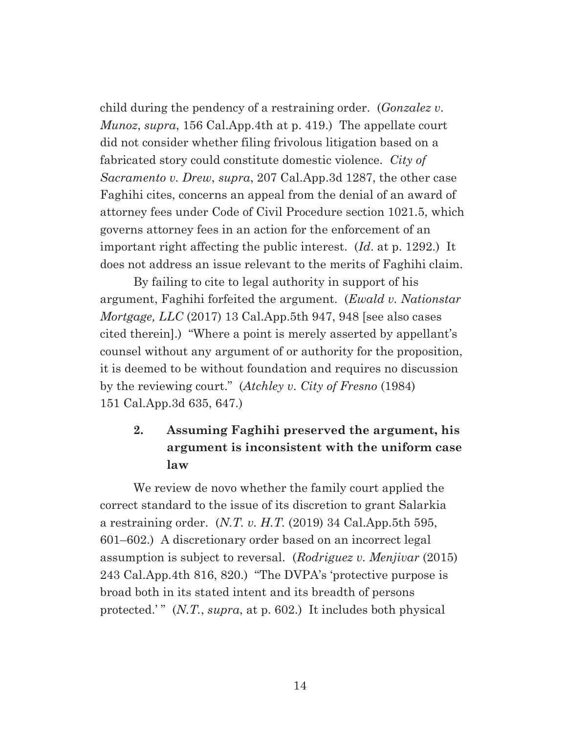child during the pendency of a restraining order. (*Gonzalez v. Munoz*, *supra*, 156 Cal.App.4th at p. 419.) The appellate court did not consider whether filing frivolous litigation based on a fabricated story could constitute domestic violence. *City of Sacramento v. Drew*, *supra*, 207 Cal.App.3d 1287, the other case Faghihi cites, concerns an appeal from the denial of an award of attorney fees under Code of Civil Procedure section 1021.5, which governs attorney fees in an action for the enforcement of an important right affecting the public interest. (*Id*. at p. 1292.) It does not address an issue relevant to the merits of Faghihi claim.

By failing to cite to legal authority in support of his argument, Faghihi forfeited the argument. (*Ewald v. Nationstar Mortgage, LLC* (2017) 13 Cal.App.5th 947, 948 [see also cases cited therein].) "Where a point is merely asserted by appellant's counsel without any argument of or authority for the proposition, it is deemed to be without foundation and requires no discussion by the reviewing court." (*Atchley v. City of Fresno* (1984) 151 Cal.App.3d 635, 647.)

### 2. Assuming Faghihi preserved the argument, his argument is inconsistent with the uniform case law

We review de novo whether the family court applied the correct standard to the issue of its discretion to grant Salarkia a restraining order. (*N.T. v. H.T.* (2019) 34 Cal.App.5th 595, 601–602.) A discretionary order based on an incorrect legal assumption is subject to reversal. (*Rodriguez v. Menjivar* (2015) 243 Cal.App.4th 816, 820.) "The DVPA's 'protective purpose is broad both in its stated intent and its breadth of persons protected.' " (*N.T.*, *supra*, at p. 602.) It includes both physical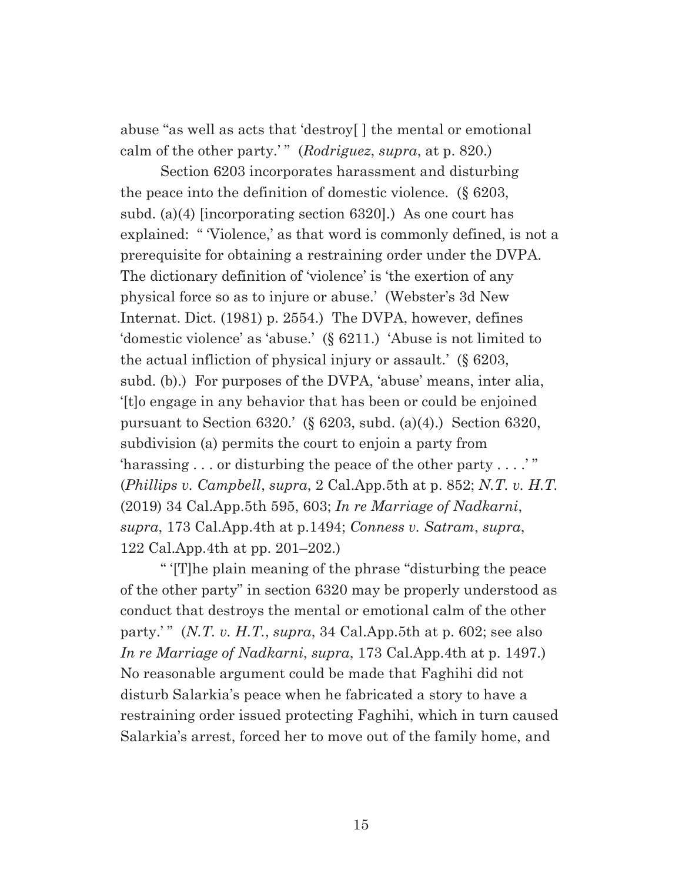abuse "as well as acts that 'destroy[ ] the mental or emotional calm of the other party.' " (*Rodriguez*, *supra*, at p. 820.)

Section 6203 incorporates harassment and disturbing the peace into the definition of domestic violence. (§ 6203, subd. (a)(4) [incorporating section 6320].) As one court has explained: " 'Violence,' as that word is commonly defined, is not a prerequisite for obtaining a restraining order under the DVPA. The dictionary definition of 'violence' is 'the exertion of any physical force so as to injure or abuse.' (Webster's 3d New Internat. Dict. (1981) p. 2554.) The DVPA, however, defines 'domestic violence' as 'abuse.' (§ 6211.) 'Abuse is not limited to the actual infliction of physical injury or assault.' (§ 6203, subd. (b).) For purposes of the DVPA, 'abuse' means, inter alia, '[t]o engage in any behavior that has been or could be enjoined pursuant to Section 6320.' (§ 6203, subd. (a)(4).) Section 6320, subdivision (a) permits the court to enjoin a party from 'harassing . . . or disturbing the peace of the other party . . . .' " (*Phillips v. Campbell*, *supra*, 2 Cal.App.5th at p. 852; *N.T. v. H.T.* (2019) 34 Cal.App.5th 595, 603; *In re Marriage of Nadkarni*, *supra*, 173 Cal.App.4th at p.1494; *Conness v. Satram*, *supra*, 122 Cal.App.4th at pp. 201–202.)

" '[T]he plain meaning of the phrase "disturbing the peace of the other party" in section 6320 may be properly understood as conduct that destroys the mental or emotional calm of the other party.' " (*N.T. v. H.T.*, *supra*, 34 Cal.App.5th at p. 602; see also *In re Marriage of Nadkarni*, *supra*, 173 Cal.App.4th at p. 1497.) No reasonable argument could be made that Faghihi did not disturb Salarkia's peace when he fabricated a story to have a restraining order issued protecting Faghihi, which in turn caused Salarkia's arrest, forced her to move out of the family home, and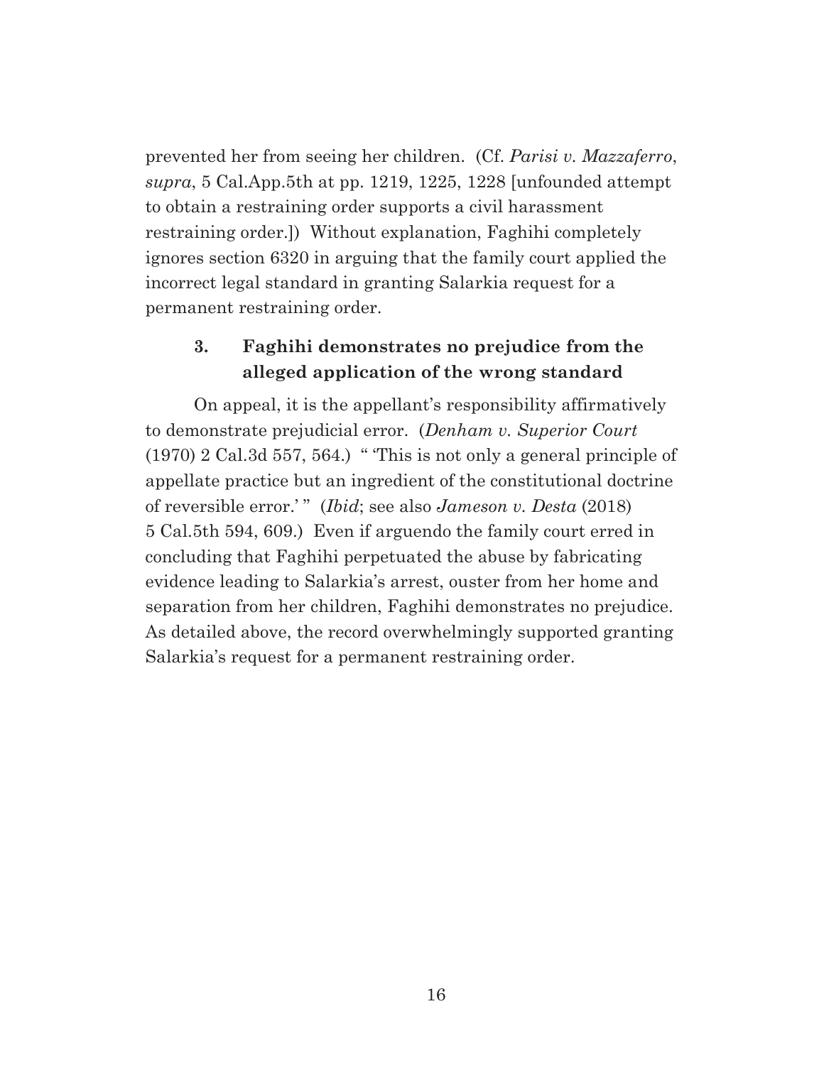prevented her from seeing her children. (Cf. *Parisi v. Mazzaferro*, *supra*, 5 Cal.App.5th at pp. 1219, 1225, 1228 [unfounded attempt to obtain a restraining order supports a civil harassment restraining order.]) Without explanation, Faghihi completely ignores section 6320 in arguing that the family court applied the incorrect legal standard in granting Salarkia request for a permanent restraining order.

### 3. Faghihi demonstrates no prejudice from the alleged application of the wrong standard

On appeal, it is the appellant's responsibility affirmatively to demonstrate prejudicial error. (*Denham v. Superior Court* (1970) 2 Cal.3d 557, 564.) " 'This is not only a general principle of appellate practice but an ingredient of the constitutional doctrine of reversible error.' " (*Ibid*; see also *Jameson v. Desta* (2018) 5 Cal.5th 594, 609.) Even if arguendo the family court erred in concluding that Faghihi perpetuated the abuse by fabricating evidence leading to Salarkia's arrest, ouster from her home and separation from her children, Faghihi demonstrates no prejudice. As detailed above, the record overwhelmingly supported granting Salarkia's request for a permanent restraining order.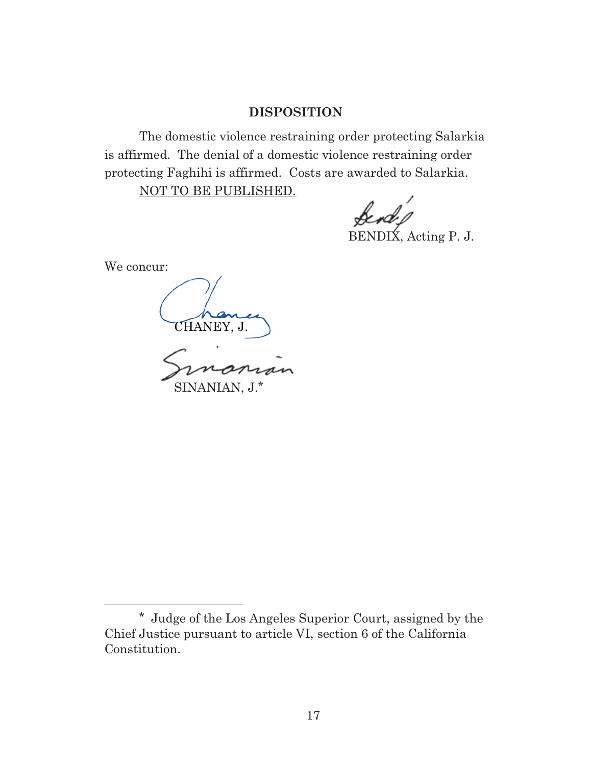## DISPOSITION

The domestic violence restraining order protecting Salarkia is affirmed. The denial of a domestic violence restraining order protecting Faghihi is affirmed. Costs are awarded to Salarkia.

NOT TO BE PUBLISHED.

BENDIX, Acting P. J.

We concur:

CHANEY, J.

SINANIAN, J.*

---

\* Judge of the Los Angeles Superior Court, assigned by the Chief Justice pursuant to article VI, section 6 of the California Constitution.